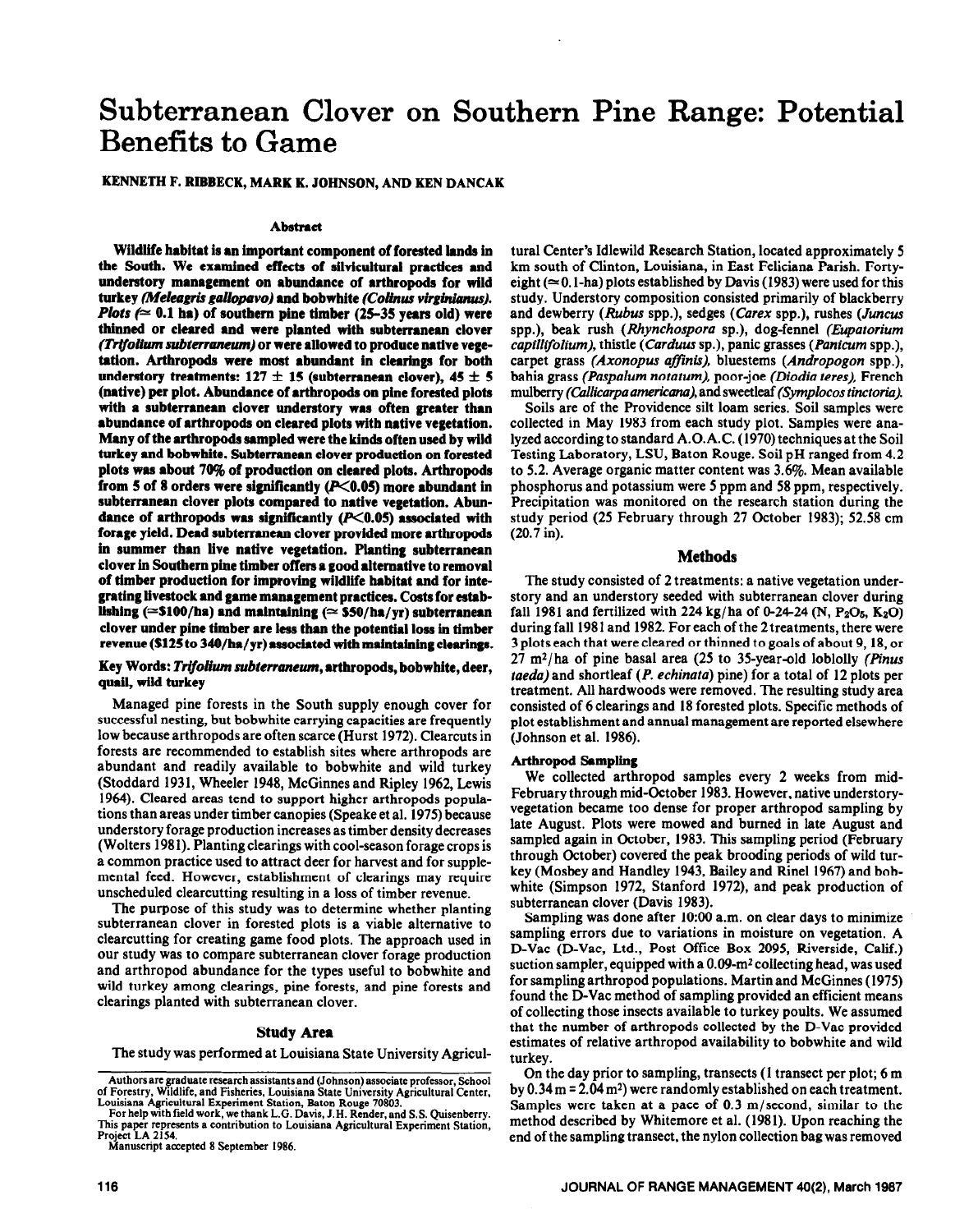# Subterranean Clover on Southern Pine Range: Potential Benefits to Game

KENNETH F. RIBBECK, MARK K. JOHNSON, AND KEN DANCAK

## Abstract

**Wildlife habitat is an important component of forested lands in the South. We examined effects of silvicultural practices and understory management on abundance of arthropods for wild turkey *(Meleagris gallopavo)* and bobwhite *(Colinus virginianus)*. Plots (≃ 0.1 ha) of southern pine timber (25–35 years old) were thinned or cleared and were planted with subterranean clover *(Trifolium subterraneum)* or were allowed to produce native vegetation. Arthropods were most abundant in clearings for both understory treatments: 127 ± 15 (subterranean clover), 45 ± 5 (native) per plot. Abundance of arthropods on pine forested plots with a subterranean clover understory was often greater than abundance of arthropods on cleared plots with native vegetation. Many of the arthropods sampled were the kinds often used by wild turkey and bobwhite. Subterranean clover production on forested plots was about 70% of production on cleared plots. Arthropods from 5 of 8 orders were significantly ($P<0.05$) more abundant in subterranean clover plots compared to native vegetation. Abundance of arthropods was significantly ($P<0.05$) associated with forage yield. Dead subterranean clover provided more arthropods in summer than live native vegetation. Planting subterranean clover in Southern pine timber offers a good alternative to removal of timber production for improving wildlife habitat and for integrating livestock and game management practices. Costs for establishing (≃$100/ha) and maintaining (≃ $50/ha/yr) subterranean clover under pine timber are less than the potential loss in timber revenue ($125 to 340/ha/yr) associated with maintaining clearings.**

**Key Words:** ***Trifolium subterraneum*, arthropods, bobwhite, deer, quail, wild turkey**

Managed pine forests in the South supply enough cover for successful nesting, but bobwhite carrying capacities are frequently low because arthropods are often scarce (Hurst 1972). Clearcuts in forests are recommended to establish sites where arthropods are abundant and readily available to bobwhite and wild turkey (Stoddard 1931, Wheeler 1948, McGinnes and Ripley 1962, Lewis 1964). Cleared areas tend to support higher arthropods populations than areas under timber canopies (Speake et al. 1975) because understory forage production increases as timber density decreases (Wolters 1981). Planting clearings with cool-season forage crops is a common practice used to attract deer for harvest and for supplemental feed. However, establishment of clearings may require unscheduled clearcutting resulting in a loss of timber revenue.

The purpose of this study was to determine whether planting subterranean clover in forested plots is a viable alternative to clearcutting for creating game food plots. The approach used in our study was to compare subterranean clover forage production and arthropod abundance for the types useful to bobwhite and wild turkey among clearings, pine forests, and pine forests and clearings planted with subterranean clover.

## Study Area

The study was performed at Louisiana State University Agricultural Center's Idlewild Research Station, located approximately 5 km south of Clinton, Louisiana, in East Feliciana Parish. Forty-eight (≃ 0.1-ha) plots established by Davis (1983) were used for this study. Understory composition consisted primarily of blackberry and dewberry (*Rubus* spp.), sedges (*Carex* spp.), rushes (*Juncus* spp.), beak rush (*Rhynchospora* sp.), dog-fennel (*Eupatorium capillifolium*), thistle (*Carduus* sp.), panic grasses (*Panicum* spp.), carpet grass (*Axonopus affinis*), bluestems (*Andropogon* spp.), bahia grass (*Paspalum notatum*), poor-joe (*Diodia teres*), French mulberry (*Callicarpa americana*), and sweetleaf (*Symplocos tinctoria*).

Soils are of the Providence silt loam series. Soil samples were collected in May 1983 from each study plot. Samples were analyzed according to standard A.O.A.C. (1970) techniques at the Soil Testing Laboratory, LSU, Baton Rouge. Soil pH ranged from 4.2 to 5.2. Average organic matter content was 3.6%. Mean available phosphorus and potassium were 5 ppm and 58 ppm, respectively. Precipitation was monitored on the research station during the study period (25 February through 27 October 1983); 52.58 cm (20.7 in).

## Methods

The study consisted of 2 treatments: a native vegetation understory and an understory seeded with subterranean clover during fall 1981 and fertilized with 224 kg/ha of 0-24-24 (N, $P_2O_5$, $K_2O$) during fall 1981 and 1982. For each of the 2 treatments, there were 3 plots each that were cleared or thinned to goals of about 9, 18, or 27 m²/ha of pine basal area (25 to 35-year-old loblolly *(Pinus taeda)* and shortleaf (*P. echinata*) pine) for a total of 12 plots per treatment. All hardwoods were removed. The resulting study area consisted of 6 clearings and 18 forested plots. Specific methods of plot establishment and annual management are reported elsewhere (Johnson et al. 1986).

### Arthropod Sampling

We collected arthropod samples every 2 weeks from mid-February through mid-October 1983. However, native understory vegetation became too dense for proper arthropod sampling by late August. Plots were mowed and burned in late August and sampled again in October, 1983. This sampling period (February through October) covered the peak brooding periods of wild turkey (Mosbey and Handley 1943, Bailey and Rinel 1967) and bobwhite (Simpson 1972, Stanford 1972), and peak production of subterranean clover (Davis 1983).

Sampling was done after 10:00 a.m. on clear days to minimize sampling errors due to variations in moisture on vegetation. A D-Vac (D-Vac, Ltd., Post Office Box 2095, Riverside, Calif.) suction sampler, equipped with a 0.09-m² collecting head, was used for sampling arthropod populations. Martin and McGinnes (1975) found the D-Vac method of sampling provided an efficient means of collecting those insects available to turkey poults. We assumed that the number of arthropods collected by the D-Vac provided estimates of relative arthropod availability to bobwhite and wild turkey.

On the day prior to sampling, transects (1 transect per plot; 6 m by 0.34 m = 2.04 m²) were randomly established on each treatment. Samples were taken at a pace of 0.3 m/second, similar to the method described by Whitemore et al. (1981). Upon reaching the end of the sampling transect, the nylon collection bag was removed

---

Authors are graduate research assistants and (Johnson) associate professor, School of Forestry, Wildlife, and Fisheries, Louisiana State University Agricultural Center, Louisiana Agricultural Experiment Station, Baton Rouge 70803.

For help with field work, we thank L.G. Davis, J.H. Render, and S.S. Quisenberry. This paper represents a contribution to Louisiana Agricultural Experiment Station, Project LA 2154.

Manuscript accepted 8 September 1986.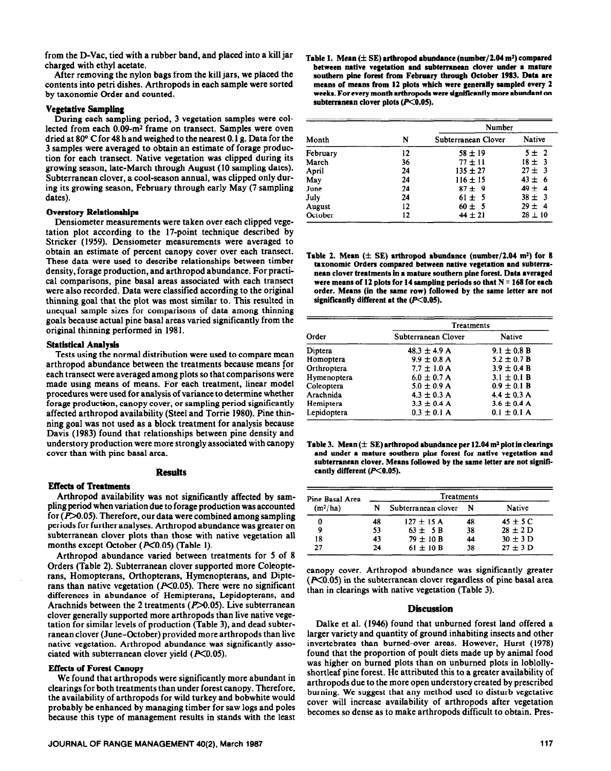from the D-Vac, tied with a rubber band, and placed into a kill jar charged with ethyl acetate.

After removing the nylon bags from the kill jars, we placed the contents into petri dishes. Arthropods in each sample were sorted by taxonomic Order and counted.

### Vegetative Sampling

During each sampling period, 3 vegetation samples were collected from each 0.09-m² frame on transect. Samples were oven dried at 80° C for 48 h and weighed to the nearest 0.1 g. Data for the 3 samples were averaged to obtain an estimate of forage production for each transect. Native vegetation was clipped during its growing season, late-March through August (10 sampling dates). Subterranean clover, a cool-season annual, was clipped only during its growing season, February through early May (7 sampling dates).

### Overstory Relationships

Densiometer measurements were taken over each clipped vegetation plot according to the 17-point technique described by Stricker (1959). Densiometer measurements were averaged to obtain an estimate of percent canopy cover over each transect. These data were used to describe relationships between timber density, forage production, and arthropod abundance. For practical comparisons, pine basal areas associated with each transect were also recorded. Data were classified according to the original thinning goal that the plot was most similar to. This resulted in unequal sample sizes for comparisons of data among thinning goals because actual pine basal areas varied significantly from the original thinning performed in 1981.

### Statistical Analysis

Tests using the normal distribution were used to compare mean arthropod abundance between the treatments because means for each transect were averaged among plots so that comparisons were made using means of means. For each treatment, linear model procedures were used for analysis of variance to determine whether forage production, canopy cover, or sampling period significantly affected arthropod availability (Steel and Torrie 1980). Pine thinning goal was not used as a block treatment for analysis because Davis (1983) found that relationships between pine density and understory production were more strongly associated with canopy cover than with pine basal area.

## Results

### Effects of Treatments

Arthropod availability was not significantly affected by sampling period when variation due to forage production was accounted for ($P>0.05$). Therefore, our data were combined among sampling periods for further analyses. Arthropod abundance was greater on subterranean clover plots than those with native vegetation all months except October ($P<0.05$) (Table 1).

Arthropod abundance varied between treatments for 5 of 8 Orders (Table 2). Subterranean clover supported more Coleopterans, Homopterans, Orthopterans, Hymenopterans, and Dipterans than native vegetation ($P<0.05$). There were no significant differences in abundance of Hemipterans, Lepidopterans, and Arachnids between the 2 treatments ($P>0.05$). Live subterranean clover generally supported more arthropods than live native vegetation for similar levels of production (Table 3), and dead subterranean clover (June–October) provided more arthropods than live native vegetation. Arthropod abundance was significantly associated with subterranean clover yield ($P<0.05$).

### Effects of Forest Canopy

We found that arthropods were significantly more abundant in clearings for both treatments than under forest canopy. Therefore, the availability of arthropods for wild turkey and bobwhite would probably be enhanced by managing timber for saw logs and poles because this type of management results in stands with the least canopy cover. Arthropod abundance was significantly greater ($P<0.05$) in the subterranean clover regardless of pine basal area than in clearings with native vegetation (Table 3).

**Table 1. Mean (± SE) arthropod abundance (number/2.04 m²) compared between native vegetation and subterranean clover under a mature southern pine forest from February through October 1983. Data are means of means from 12 plots which were generally sampled every 2 weeks. For every month arthropods were significantly more abundant on subterranean clover plots ($P<0.05$).**

| | | Number | |
|---|---|---|---|
| Month | N | Subterranean Clover | Native |
| February | 12 | 58 ± 19 | 5 ± 2 |
| March | 36 | 77 ± 11 | 18 ± 3 |
| April | 24 | 135 ± 27 | 27 ± 3 |
| May | 24 | 116 ± 15 | 43 ± 6 |
| June | 24 | 87 ± 9 | 49 ± 4 |
| July | 24 | 61 ± 5 | 38 ± 3 |
| August | 12 | 60 ± 5 | 29 ± 4 |
| October | 12 | 44 ± 21 | 28 ± 10 |

**Table 2. Mean (± SE) arthropod abundance (number/2.04 m²) for 8 taxonomic Orders compared between native vegetation and subterranean clover treatments in a mature southern pine forest. Data averaged were means of 12 plots for 14 sampling periods so that N = 168 for each order. Means (in the same row) followed by the same letter are not significantly different at the ($P<0.05$).**

| | Treatments | |
|---|---|---|
| Order | Subterranean Clover | Native |
| Diptera | 48.3 ± 4.9 A | 9.1 ± 0.8 B |
| Homoptera | 9.9 ± 0.8 A | 5.2 ± 0.7 B |
| Orthroptera | 7.7 ± 1.0 A | 3.9 ± 0.4 B |
| Hymenoptera | 6.0 ± 0.7 A | 3.1 ± 0.1 B |
| Coleoptera | 5.0 ± 0.9 A | 0.9 ± 0.1 B |
| Arachnida | 4.3 ± 0.3 A | 4.4 ± 0.3 A |
| Hemiptera | 3.3 ± 0.4 A | 3.6 ± 0.4 A |
| Lepidoptera | 0.3 ± 0.1 A | 0.1 ± 0.1 A |

**Table 3. Mean (± SE) arthropod abundance per 12.04 m² plot in clearings and under a mature southern pine forest for native vegetation and subterranean clover. Means followed by the same letter are not significantly different ($P<0.05$).**

| Pine Basal Area | Treatments | | | |
|---|---|---|---|---|
| (m²/ha) | N | Subterranean clover | N | Native |
| 0 | 48 | 127 ± 15 A | 48 | 45 ± 5 C |
| 9 | 53 | 63 ± 5 B | 38 | 28 ± 2 D |
| 18 | 43 | 79 ± 10 B | 44 | 30 ± 3 D |
| 27 | 24 | 61 ± 10 B | 38 | 27 ± 3 D |

## Discussion

Dalke et al. (1946) found that unburned forest land offered a larger variety and quantity of ground inhabiting insects and other invertebrates than burned-over areas. However, Hurst (1978) found that the proportion of poult diets made up by animal food was higher on burned plots than on unburned plots in loblolly-shortleaf pine forest. He attributed this to a greater availability of arthropods due to the more open understory created by prescribed burning. We suggest that any method used to disturb vegetative cover will increase availability of arthropods after vegetation becomes so dense as to make arthropods difficult to obtain. Pres-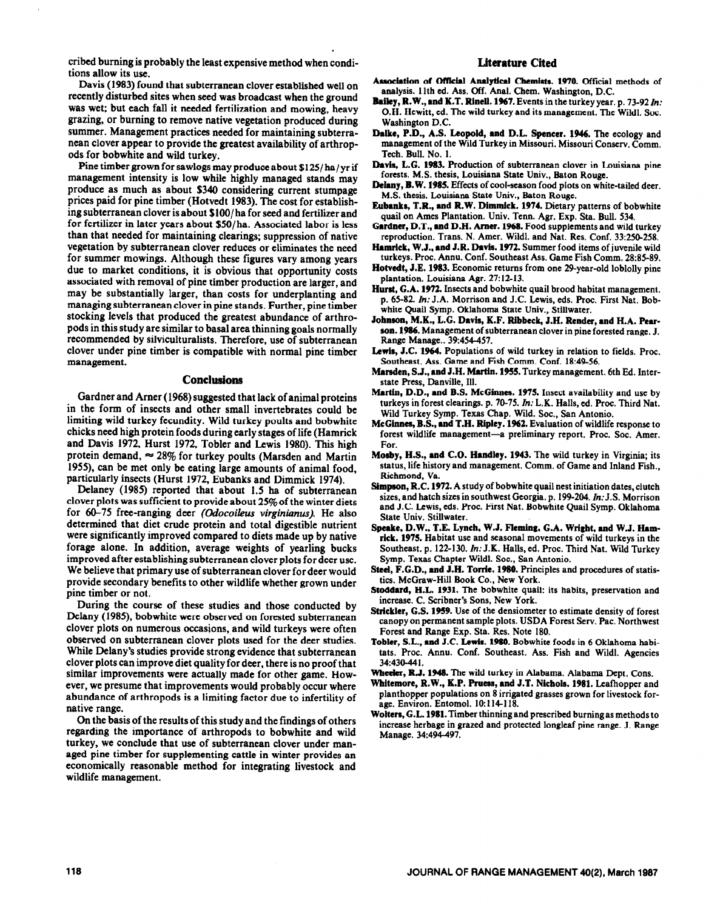cribed burning is probably the least expensive method when conditions allow its use.

Davis (1983) found that subterranean clover established well on recently disturbed sites when seed was broadcast when the ground was wet; but each fall it needed fertilization and mowing, heavy grazing, or burning to remove native vegetation produced during summer. Management practices needed for maintaining subterranean clover appear to provide the greatest availability of arthropods for bobwhite and wild turkey.

Pine timber grown for sawlogs may produce about \$125/ha/yr if management intensity is low while highly managed stands may produce as much as about \$340 considering current stumpage prices paid for pine timber (Hotvedt 1983). The cost for establishing subterranean clover is about \$100/ha for seed and fertilizer and for fertilizer in later years about \$50/ha. Associated labor is less than that needed for maintaining clearings; suppression of native vegetation by subterranean clover reduces or eliminates the need for summer mowings. Although these figures vary among years due to market conditions, it is obvious that opportunity costs associated with removal of pine timber production are larger, and may be substantially larger, than costs for underplanting and managing subterranean clover in pine stands. Further, pine timber stocking levels that produced the greatest abundance of arthropods in this study are similar to basal area thinning goals normally recommended by silviculturalists. Therefore, use of subterranean clover under pine timber is compatible with normal pine timber management.

## Conclusions

Gardner and Arner (1968) suggested that lack of animal proteins in the form of insects and other small invertebrates could be limiting wild turkey fecundity. Wild turkey poults and bobwhite chicks need high protein foods during early stages of life (Hamrick and Davis 1972, Tobler and Lewis 1980). This high protein demand, ≈ 28% for turkey poults (Marsden and Martin 1955), can be met only be eating large amounts of animal food, particularly insects (Hurst 1972, Eubanks and Dimmick 1974).

Delaney (1985) reported that about 1.5 ha of subterranean clover plots was sufficient to provide about 25% of the winter diets for 60–75 free-ranging deer *(Odocoileus virginianus)*. He also determined that diet crude protein and total digestible nutrient were significantly improved compared to diets made up by native forage alone. In addition, average weights of yearling bucks improved after establishing subterranean clover plots for deer use. We believe that primary use of subterranean clover for deer would provide secondary benefits to other wildlife whether grown under pine timber or not.

During the course of these studies and those conducted by Delany (1985), bobwhite were observed on forested subterranean clover plots on numerous occasions, and wild turkeys were often observed on subterranean clover plots used for the deer studies. While Delany's studies provide strong evidence that subterranean clover plots can improve diet quality for deer, there is no proof that similar improvements were actually made for other game. However, we presume that improvements would probably occur where abundance of arthropods is a limiting factor due to infertility of native range.

On the basis of the results of this study and the findings of others regarding the importance of arthropods to bobwhite and wild turkey, we conclude that use of subterranean clover under managed pine timber for supplementing cattle in winter provides an economically reasonable method for integrating livestock and wildlife management.

## Literature Cited

**Association of Official Analytical Chemists. 1970.** Official methods of analysis. 11th ed. Ass. Off. Anal. Chem. Washington, D.C.

**Bailey, R.W., and K.T. Rinell. 1967.** Events in the turkey year. p. 73-92 *In:* O.H. Hewitt, ed. The wild turkey and its management. The Wildl. Soc. Washington D.C.

**Dalke, P.D., A.S. Leopold, and D.L. Spencer. 1946.** The ecology and management of the Wild Turkey in Missouri. Missouri Conserv. Comm. Tech. Bull. No. 1.

**Davis, L.G. 1983.** Production of subterranean clover in Louisiana pine forests. M.S. thesis, Louisiana State Univ., Baton Rouge.

**Delany, B.W. 1985.** Effects of cool-season food plots on white-tailed deer. M.S. thesis. Louisiana State Univ., Baton Rouge.

**Eubanks, T.R., and R.W. Dimmick. 1974.** Dietary patterns of bobwhite quail on Ames Plantation. Univ. Tenn. Agr. Exp. Sta. Bull. 534.

**Gardner, D.T., and D.H. Arner. 1968.** Food supplements and wild turkey reproduction. Trans. N. Amer. Wildl. and Nat. Res. Conf. 33:250-258.

**Hamrick, W.J., and J.R. Davis. 1972.** Summer food items of juvenile wild turkeys. Proc. Annu. Conf. Southeast Ass. Game Fish Comm. 28:85-89.

**Hotvedt, J.E. 1983.** Economic returns from one 29-year-old loblolly pine plantation. Louisiana Agr. 27:12-13.

**Hurst, G.A. 1972.** Insects and bobwhite quail brood habitat management. p. 65-82. *In:* J.A. Morrison and J.C. Lewis, eds. Proc. First Nat. Bobwhite Quail Symp. Oklahoma State Univ., Stillwater.

**Johnson, M.K., L.G. Davis, K.F. Ribbeck, J.H. Render, and H.A. Pearson. 1986.** Management of subterranean clover in pine forested range. J. Range Manage.. 39:454-457.

**Lewis, J.C. 1964.** Populations of wild turkey in relation to fields. Proc. Southeast. Ass. Game and Fish Comm. Conf. 18:49-56.

**Marsden, S.J., and J.H. Martin. 1955.** Turkey management. 6th Ed. Interstate Press, Danville, Ill.

**Martin, D.D., and B.S. McGinnes. 1975.** Insect availability and use by turkeys in forest clearings. p. 70-75. *In:* L.K. Halls, ed. Proc. Third Nat. Wild Turkey Symp. Texas Chap. Wild. Soc., San Antonio.

**McGinnes, B.S., and T.H. Ripley. 1962.** Evaluation of wildlife response to forest wildlife management—a preliminary report. Proc. Soc. Amer. For.

**Mosby, H.S., and C.O. Handley. 1943.** The wild turkey in Virginia; its status, life history and management. Comm. of Game and Inland Fish., Richmond, Va.

**Simpson, R.C. 1972.** A study of bobwhite quail nest initiation dates, clutch sizes, and hatch sizes in southwest Georgia. p. 199-204. *In:* J.S. Morrison and J.C. Lewis, eds. Proc. First Nat. Bobwhite Quail Symp. Oklahoma State Univ. Stillwater.

**Speake, D.W., T.E. Lynch, W.J. Fleming, G.A. Wright, and W.J. Hamrick. 1975.** Habitat use and seasonal movements of wild turkeys in the Southeast. p. 122-130. *In:* J.K. Halls, ed. Proc. Third Nat. Wild Turkey Symp. Texas Chapter Wildl. Soc., San Antonio.

**Steel, F.G.D., and J.H. Torrie. 1980.** Principles and procedures of statistics. McGraw-Hill Book Co., New York.

**Stoddard, H.L. 1931.** The bobwhite quail: its habits, preservation and increase. C. Scribner's Sons, New York.

**Strickler, G.S. 1959.** Use of the densiometer to estimate density of forest canopy on permanent sample plots. USDA Forest Serv. Pac. Northwest Forest and Range Exp. Sta. Res. Note 180.

**Tobler, S.L., and J.C. Lewis. 1980.** Bobwhite foods in 6 Oklahoma habitats. Proc. Annu. Conf. Southeast. Ass. Fish and Wildl. Agencies 34:430-441.

**Wheeler, R.J. 1948.** The wild turkey in Alabama. Alabama Dept. Cons.

**Whitemore, R.W., K.P. Pruess, and J.T. Nichols. 1981.** Leafhopper and planthopper populations on 8 irrigated grasses grown for livestock forage. Environ. Entomol. 10:114-118.

**Wolters, G.L. 1981.** Timber thinning and prescribed burning as methods to increase herbage in grazed and protected longleaf pine range. J. Range Manage. 34:494-497.